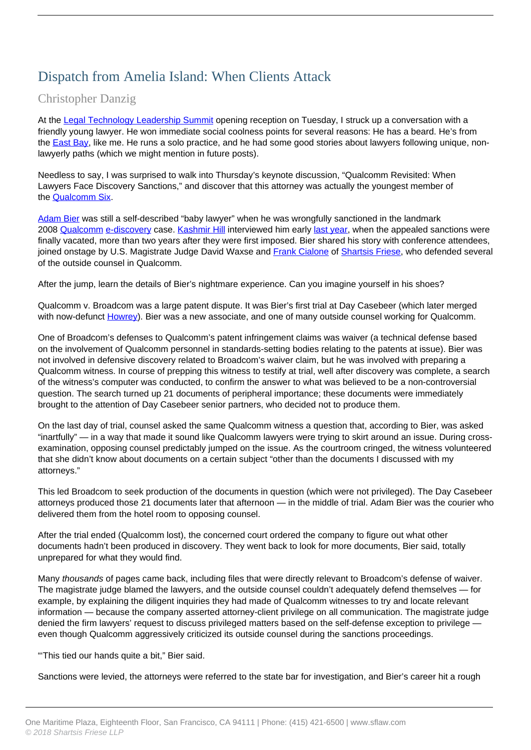# Dispatch from Amelia Island: When Clients Attack

## Christopher Danzig

At the Legal Technology Leadership Summit opening reception on Tuesday, I struck up a conversation with a friendly young lawyer. He won immediate social coolness points for several reasons: He has a beard. He's from the East Bay, like me. He runs a solo practice, and he had some good stories about lawyers following unique, non-lawyerly paths (which we might mention in future posts).

Needless to say, I was surprised to walk into Thursday's keynote discussion, "Qualcomm Revisited: When Lawyers Face Discovery Sanctions," and discover that this attorney was actually the youngest member of the Qualcomm Six.

Adam Bier was still a self-described "baby lawyer" when he was wrongfully sanctioned in the landmark 2008 Qualcomm e-discovery case. Kashmir Hill interviewed him early last year, when the appealed sanctions were finally vacated, more than two years after they were first imposed. Bier shared his story with conference attendees, joined onstage by U.S. Magistrate Judge David Waxse and Frank Cialone of Shartsis Friese, who defended several of the outside counsel in Qualcomm.

After the jump, learn the details of Bier's nightmare experience. Can you imagine yourself in his shoes?

Qualcomm v. Broadcom was a large patent dispute. It was Bier's first trial at Day Casebeer (which later merged with now-defunct Howrey). Bier was a new associate, and one of many outside counsel working for Qualcomm.

One of Broadcom's defenses to Qualcomm's patent infringement claims was waiver (a technical defense based on the involvement of Qualcomm personnel in standards-setting bodies relating to the patents at issue). Bier was not involved in defensive discovery related to Broadcom's waiver claim, but he was involved with preparing a Qualcomm witness. In course of prepping this witness to testify at trial, well after discovery was complete, a search of the witness's computer was conducted, to confirm the answer to what was believed to be a non-controversial question. The search turned up 21 documents of peripheral importance; these documents were immediately brought to the attention of Day Casebeer senior partners, who decided not to produce them.

On the last day of trial, counsel asked the same Qualcomm witness a question that, according to Bier, was asked "inartfully" — in a way that made it sound like Qualcomm lawyers were trying to skirt around an issue. During cross-examination, opposing counsel predictably jumped on the issue. As the courtroom cringed, the witness volunteered that she didn't know about documents on a certain subject "other than the documents I discussed with my attorneys."

This led Broadcom to seek production of the documents in question (which were not privileged). The Day Casebeer attorneys produced those 21 documents later that afternoon — in the middle of trial. Adam Bier was the courier who delivered them from the hotel room to opposing counsel.

After the trial ended (Qualcomm lost), the concerned court ordered the company to figure out what other documents hadn't been produced in discovery. They went back to look for more documents, Bier said, totally unprepared for what they would find.

Many *thousands* of pages came back, including files that were directly relevant to Broadcom's defense of waiver. The magistrate judge blamed the lawyers, and the outside counsel couldn't adequately defend themselves — for example, by explaining the diligent inquiries they had made of Qualcomm witnesses to try and locate relevant information — because the company asserted attorney-client privilege on all communication. The magistrate judge denied the firm lawyers' request to discuss privileged matters based on the self-defense exception to privilege — even though Qualcomm aggressively criticized its outside counsel during the sanctions proceedings.

"'This tied our hands quite a bit," Bier said.

Sanctions were levied, the attorneys were referred to the state bar for investigation, and Bier's career hit a rough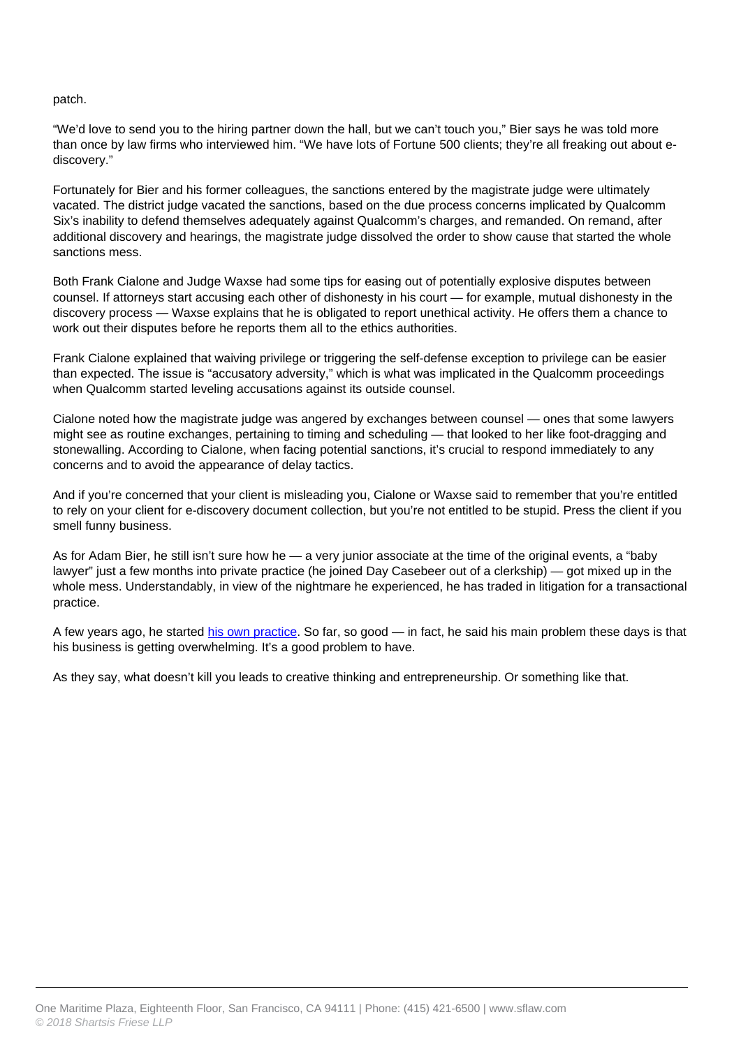patch.

“We’d love to send you to the hiring partner down the hall, but we can’t touch you,” Bier says he was told more than once by law firms who interviewed him. “We have lots of Fortune 500 clients; they’re all freaking out about e-discovery.”

Fortunately for Bier and his former colleagues, the sanctions entered by the magistrate judge were ultimately vacated. The district judge vacated the sanctions, based on the due process concerns implicated by Qualcomm Six’s inability to defend themselves adequately against Qualcomm’s charges, and remanded. On remand, after additional discovery and hearings, the magistrate judge dissolved the order to show cause that started the whole sanctions mess.

Both Frank Cialone and Judge Waxse had some tips for easing out of potentially explosive disputes between counsel. If attorneys start accusing each other of dishonesty in his court — for example, mutual dishonesty in the discovery process — Waxse explains that he is obligated to report unethical activity. He offers them a chance to work out their disputes before he reports them all to the ethics authorities.

Frank Cialone explained that waiving privilege or triggering the self-defense exception to privilege can be easier than expected. The issue is “accusatory adversity,” which is what was implicated in the Qualcomm proceedings when Qualcomm started leveling accusations against its outside counsel.

Cialone noted how the magistrate judge was angered by exchanges between counsel — ones that some lawyers might see as routine exchanges, pertaining to timing and scheduling — that looked to her like foot-dragging and stonewalling. According to Cialone, when facing potential sanctions, it’s crucial to respond immediately to any concerns and to avoid the appearance of delay tactics.

And if you’re concerned that your client is misleading you, Cialone or Waxse said to remember that you’re entitled to rely on your client for e-discovery document collection, but you’re not entitled to be stupid. Press the client if you smell funny business.

As for Adam Bier, he still isn’t sure how he — a very junior associate at the time of the original events, a “baby lawyer” just a few months into private practice (he joined Day Casebeer out of a clerkship) — got mixed up in the whole mess. Understandably, in view of the nightmare he experienced, he has traded in litigation for a transactional practice.

A few years ago, he started [his own practice](). So far, so good — in fact, he said his main problem these days is that his business is getting overwhelming. It’s a good problem to have.

As they say, what doesn’t kill you leads to creative thinking and entrepreneurship. Or something like that.